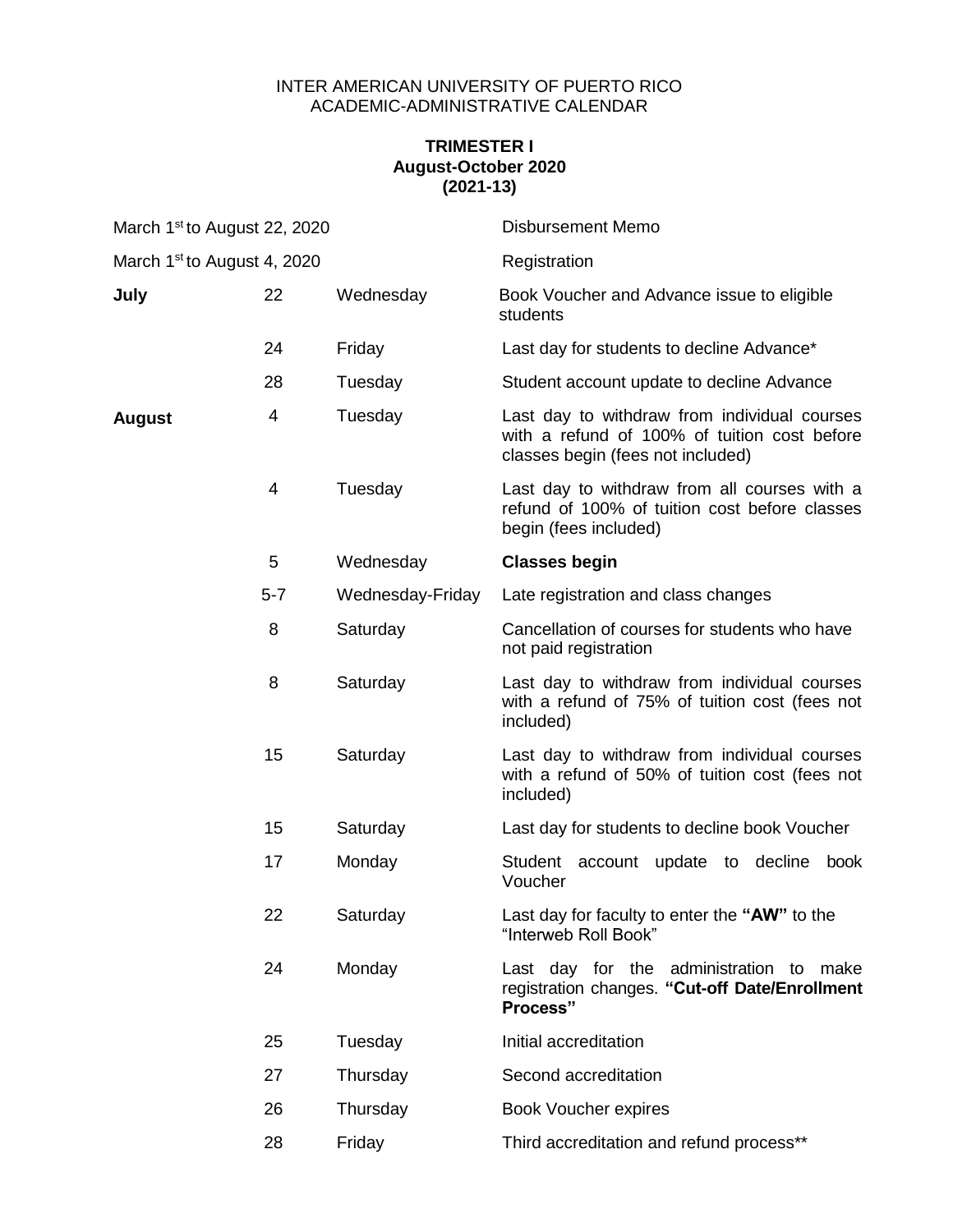INTER AMERICAN UNIVERSITY OF PUERTO RICO
ACADEMIC-ADMINISTRATIVE CALENDAR

**TRIMESTER I**
**August-October 2020**
**(2021-13)**

| | | | |
|---|---|---|---|
| March 1st to August 22, 2020 | | | Disbursement Memo |
| March 1st to August 4, 2020 | | | Registration |
| **July** | 22 | Wednesday | Book Voucher and Advance issue to eligible students |
| | 24 | Friday | Last day for students to decline Advance* |
| | 28 | Tuesday | Student account update to decline Advance |
| **August** | 4 | Tuesday | Last day to withdraw from individual courses with a refund of 100% of tuition cost before classes begin (fees not included) |
| | 4 | Tuesday | Last day to withdraw from all courses with a refund of 100% of tuition cost before classes begin (fees included) |
| | 5 | Wednesday | **Classes begin** |
| | 5-7 | Wednesday-Friday | Late registration and class changes |
| | 8 | Saturday | Cancellation of courses for students who have not paid registration |
| | 8 | Saturday | Last day to withdraw from individual courses with a refund of 75% of tuition cost (fees not included) |
| | 15 | Saturday | Last day to withdraw from individual courses with a refund of 50% of tuition cost (fees not included) |
| | 15 | Saturday | Last day for students to decline book Voucher |
| | 17 | Monday | Student account update to decline book Voucher |
| | 22 | Saturday | Last day for faculty to enter the **"AW"** to the "Interweb Roll Book" |
| | 24 | Monday | Last day for the administration to make registration changes. **"Cut-off Date/Enrollment Process"** |
| | 25 | Tuesday | Initial accreditation |
| | 27 | Thursday | Second accreditation |
| | 26 | Thursday | Book Voucher expires |
| | 28 | Friday | Third accreditation and refund process** |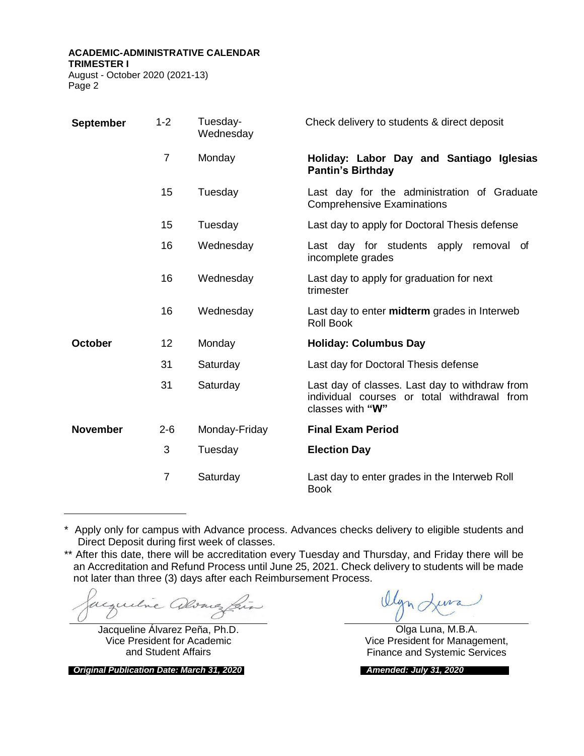**ACADEMIC-ADMINISTRATIVE CALENDAR**
**TRIMESTER I**
August - October 2020 (2021-13)
Page 2

| | | | |
|---|---|---|---|
| **September** | 1-2 | Tuesday-Wednesday | Check delivery to students & direct deposit |
| | 7 | Monday | **Holiday: Labor Day and Santiago Iglesias Pantin's Birthday** |
| | 15 | Tuesday | Last day for the administration of Graduate Comprehensive Examinations |
| | 15 | Tuesday | Last day to apply for Doctoral Thesis defense |
| | 16 | Wednesday | Last day for students apply removal of incomplete grades |
| | 16 | Wednesday | Last day to apply for graduation for next trimester |
| | 16 | Wednesday | Last day to enter **midterm** grades in Interweb Roll Book |
| **October** | 12 | Monday | **Holiday: Columbus Day** |
| | 31 | Saturday | Last day for Doctoral Thesis defense |
| | 31 | Saturday | Last day of classes. Last day to withdraw from individual courses or total withdrawal from classes with **"W"** |
| **November** | 2-6 | Monday-Friday | **Final Exam Period** |
| | 3 | Tuesday | **Election Day** |
| | 7 | Saturday | Last day to enter grades in the Interweb Roll Book |

---

\* Apply only for campus with Advance process. Advances checks delivery to eligible students and Direct Deposit during first week of classes.

\** After this date, there will be accreditation every Tuesday and Thursday, and Friday there will be an Accreditation and Refund Process until June 25, 2021. Check delivery to students will be made not later than three (3) days after each Reimbursement Process.

Jacqueline Álvarez Peña, Ph.D.
Vice President for Academic and Student Affairs

Olga Luna, M.B.A.
Vice President for Management, Finance and Systemic Services

***Original Publication Date: March 31, 2020*** ***Amended: July 31, 2020***